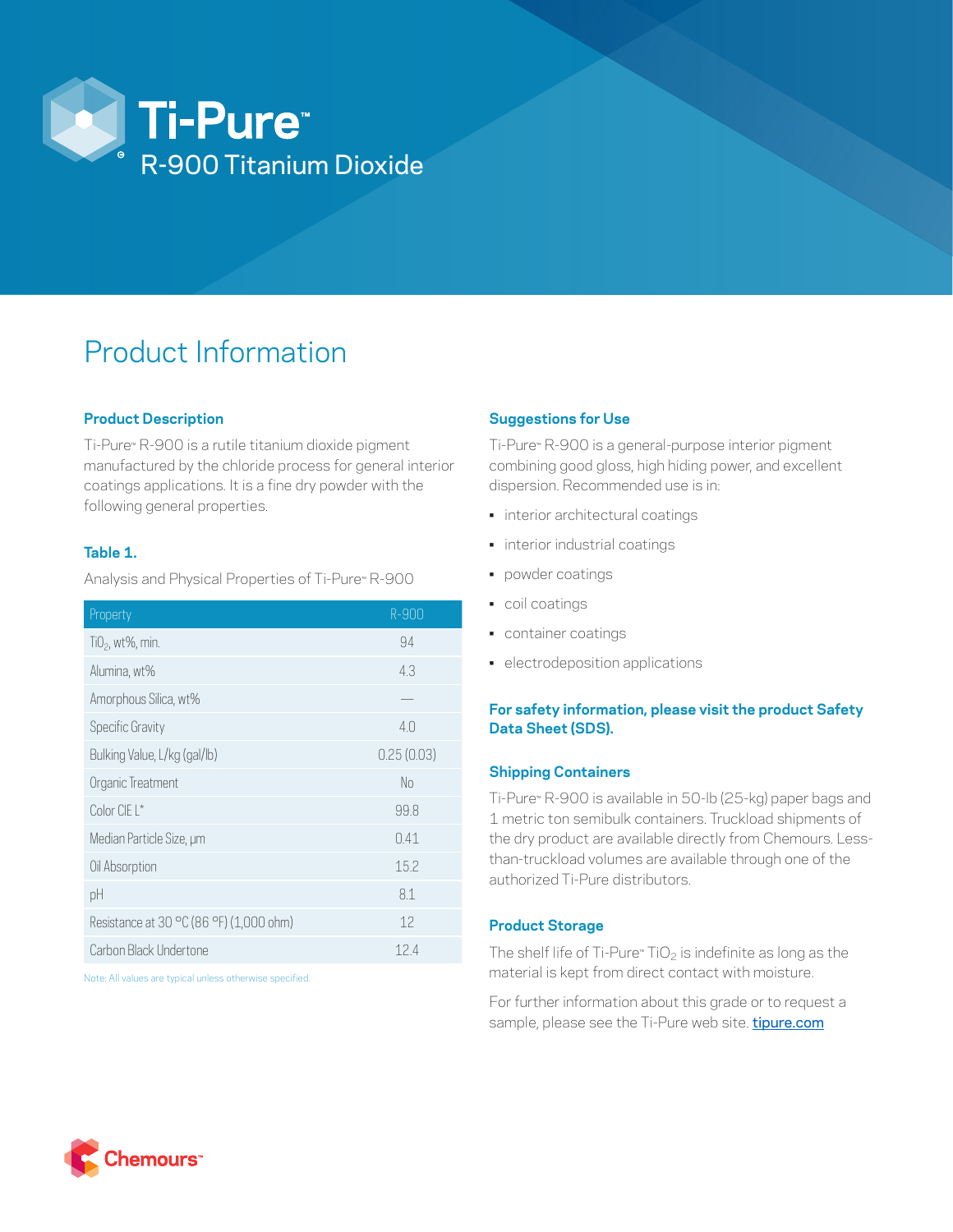# Ti-Pure™ R-900 Titanium Dioxide

## Product Information

### Product Description

Ti-Pure™ R-900 is a rutile titanium dioxide pigment manufactured by the chloride process for general interior coatings applications. It is a fine dry powder with the following general properties.

### Table 1.

Analysis and Physical Properties of Ti-Pure™ R-900

| Property | R-900 |
|---|---|
| $TiO_2$, wt%, min. | 94 |
| Alumina, wt% | 4.3 |
| Amorphous Silica, wt% | — |
| Specific Gravity | 4.0 |
| Bulking Value, L/kg (gal/lb) | 0.25 (0.03) |
| Organic Treatment | No |
| Color CIE L* | 99.8 |
| Median Particle Size, µm | 0.41 |
| Oil Absorption | 15.2 |
| pH | 8.1 |
| Resistance at 30 °C (86 °F) (1,000 ohm) | 12 |
| Carbon Black Undertone | 12.4 |

Note: All values are typical unless otherwise specified.

### Suggestions for Use

Ti-Pure™ R-900 is a general-purpose interior pigment combining good gloss, high hiding power, and excellent dispersion. Recommended use is in:

- interior architectural coatings
- interior industrial coatings
- powder coatings
- coil coatings
- container coatings
- electrodeposition applications

**For safety information, please visit the product Safety Data Sheet (SDS).**

### Shipping Containers

Ti-Pure™ R-900 is available in 50-lb (25-kg) paper bags and 1 metric ton semibulk containers. Truckload shipments of the dry product are available directly from Chemours. Less-than-truckload volumes are available through one of the authorized Ti-Pure distributors.

### Product Storage

The shelf life of Ti-Pure™ $TiO_2$ is indefinite as long as the material is kept from direct contact with moisture.

For further information about this grade or to request a sample, please see the Ti-Pure web site. tipure.com

Chemours™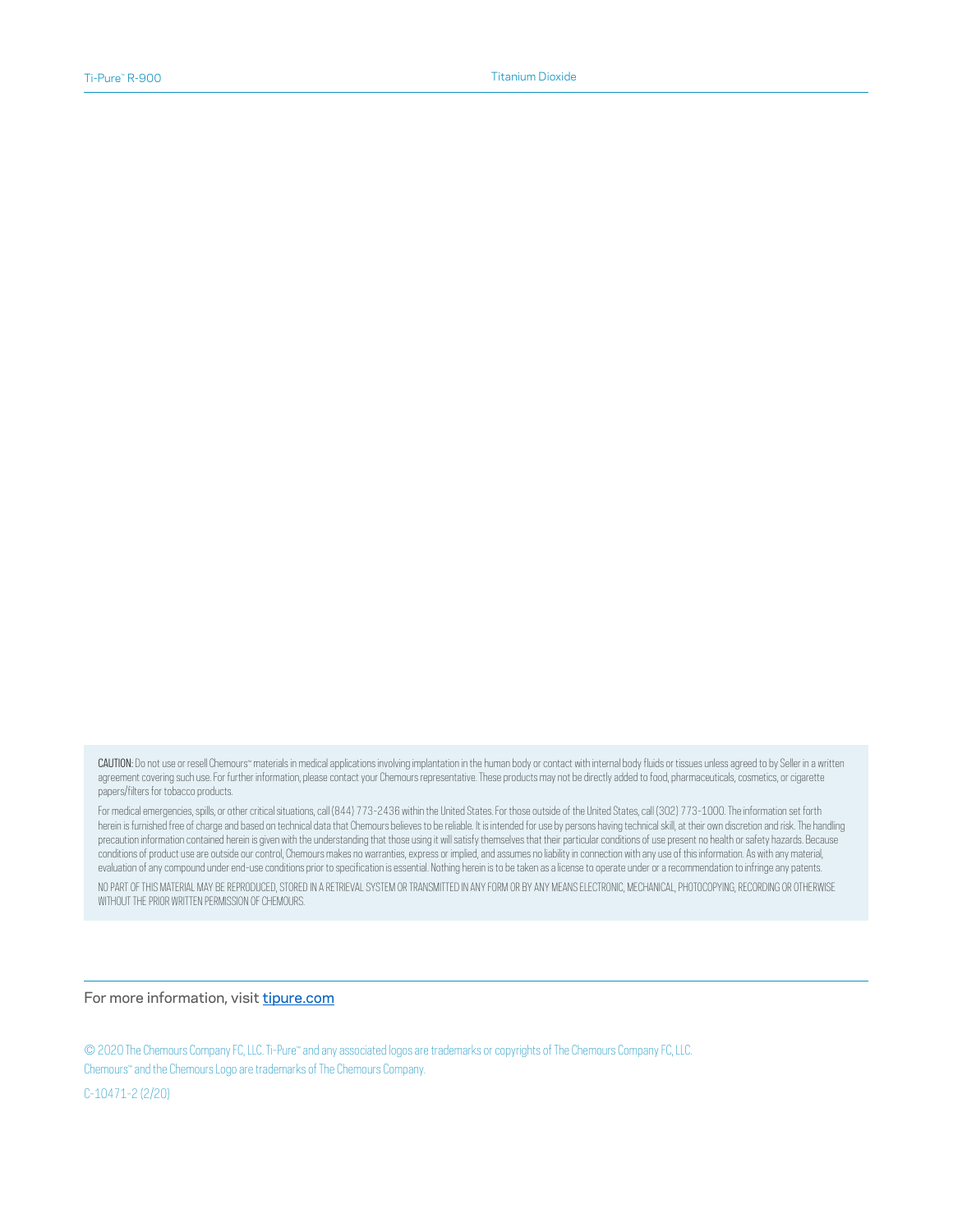**CAUTION:** Do not use or resell Chemours™ materials in medical applications involving implantation in the human body or contact with internal body fluids or tissues unless agreed to by Seller in a written agreement covering such use. For further information, please contact your Chemours representative. These products may not be directly added to food, pharmaceuticals, cosmetics, or cigarette papers/filters for tobacco products.

For medical emergencies, spills, or other critical situations, call (844) 773-2436 within the United States. For those outside of the United States, call (302) 773-1000. The information set forth herein is furnished free of charge and based on technical data that Chemours believes to be reliable. It is intended for use by persons having technical skill, at their own discretion and risk. The handling precaution information contained herein is given with the understanding that those using it will satisfy themselves that their particular conditions of use present no health or safety hazards. Because conditions of product use are outside our control, Chemours makes no warranties, express or implied, and assumes no liability in connection with any use of this information. As with any material, evaluation of any compound under end-use conditions prior to specification is essential. Nothing herein is to be taken as a license to operate under or a recommendation to infringe any patents.

NO PART OF THIS MATERIAL MAY BE REPRODUCED, STORED IN A RETRIEVAL SYSTEM OR TRANSMITTED IN ANY FORM OR BY ANY MEANS ELECTRONIC, MECHANICAL, PHOTOCOPYING, RECORDING OR OTHERWISE WITHOUT THE PRIOR WRITTEN PERMISSION OF CHEMOURS.

For more information, visit [tipure.com](tipure.com)

© 2020 The Chemours Company FC, LLC. Ti-Pure™ and any associated logos are trademarks or copyrights of The Chemours Company FC, LLC.
Chemours™ and the Chemours Logo are trademarks of The Chemours Company.

C-10471-2 (2/20)